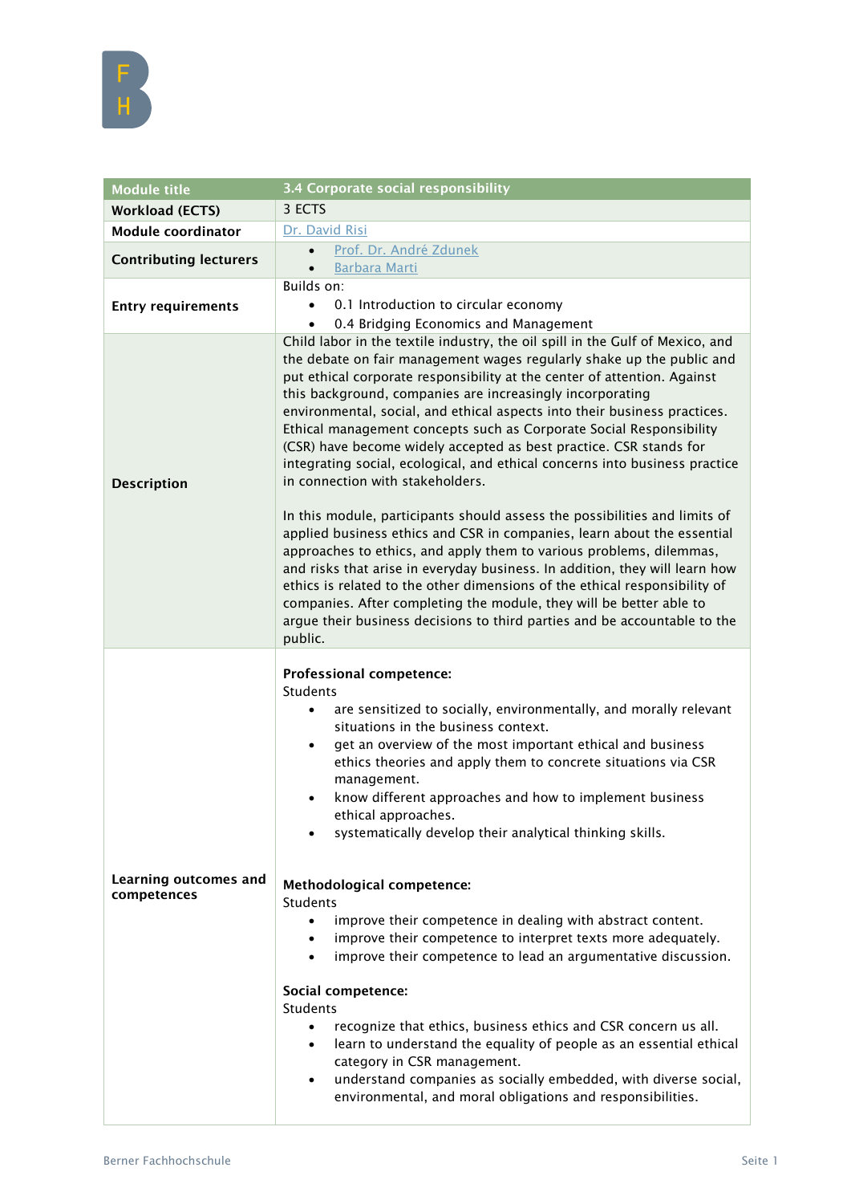| Module title | 3.4 Corporate social responsibility |
| --- | --- |
| **Workload (ECTS)** | 3 ECTS |
| **Module coordinator** | Dr. David Risi |
| **Contributing lecturers** | • Prof. Dr. André Zdunek<br>• Barbara Marti |
| **Entry requirements** | Builds on:<br>• 0.1 Introduction to circular economy<br>• 0.4 Bridging Economics and Management |
| **Description** | Child labor in the textile industry, the oil spill in the Gulf of Mexico, and the debate on fair management wages regularly shake up the public and put ethical corporate responsibility at the center of attention. Against this background, companies are increasingly incorporating environmental, social, and ethical aspects into their business practices. Ethical management concepts such as Corporate Social Responsibility (CSR) have become widely accepted as best practice. CSR stands for integrating social, ecological, and ethical concerns into business practice in connection with stakeholders.<br><br>In this module, participants should assess the possibilities and limits of applied business ethics and CSR in companies, learn about the essential approaches to ethics, and apply them to various problems, dilemmas, and risks that arise in everyday business. In addition, they will learn how ethics is related to the other dimensions of the ethical responsibility of companies. After completing the module, they will be better able to argue their business decisions to third parties and be accountable to the public. |
| **Learning outcomes and competences** | **Professional competence:**<br>Students<br>• are sensitized to socially, environmentally, and morally relevant situations in the business context.<br>• get an overview of the most important ethical and business ethics theories and apply them to concrete situations via CSR management.<br>• know different approaches and how to implement business ethical approaches.<br>• systematically develop their analytical thinking skills.<br><br>**Methodological competence:**<br>Students<br>• improve their competence in dealing with abstract content.<br>• improve their competence to interpret texts more adequately.<br>• improve their competence to lead an argumentative discussion.<br><br>**Social competence:**<br>Students<br>• recognize that ethics, business ethics and CSR concern us all.<br>• learn to understand the equality of people as an essential ethical category in CSR management.<br>• understand companies as socially embedded, with diverse social, environmental, and moral obligations and responsibilities. |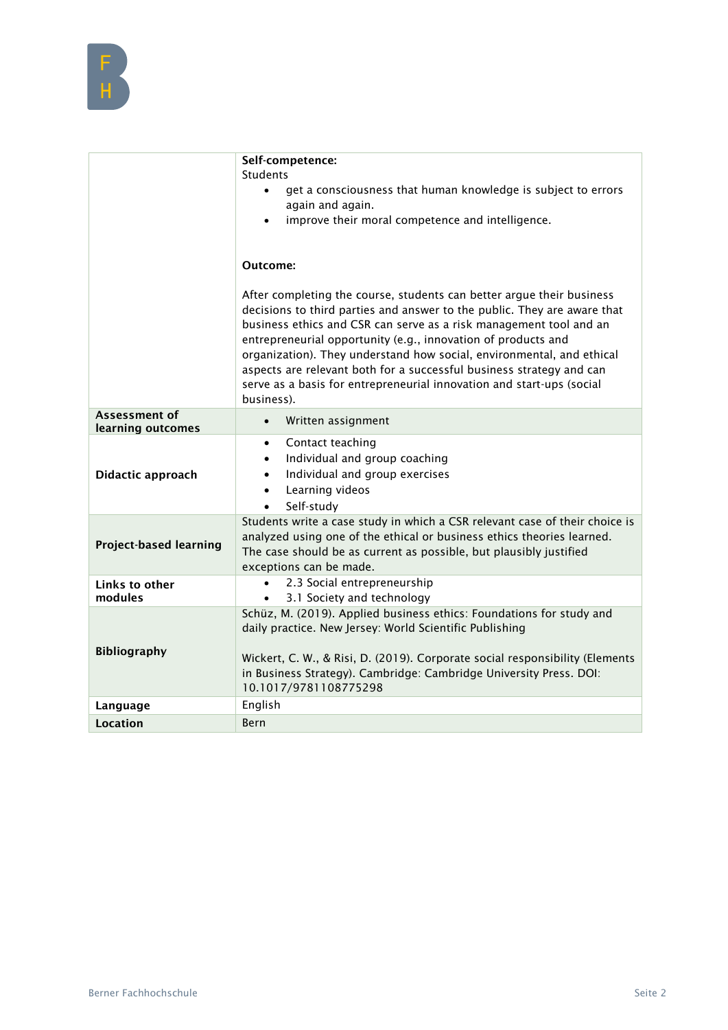| | |
|---|---|
| | **Self-competence:**<br>Students<br>• get a consciousness that human knowledge is subject to errors again and again.<br>• improve their moral competence and intelligence.<br><br>**Outcome:**<br><br>After completing the course, students can better argue their business decisions to third parties and answer to the public. They are aware that business ethics and CSR can serve as a risk management tool and an entrepreneurial opportunity (e.g., innovation of products and organization). They understand how social, environmental, and ethical aspects are relevant both for a successful business strategy and can serve as a basis for entrepreneurial innovation and start-ups (social business). |
| **Assessment of learning outcomes** | • Written assignment |
| **Didactic approach** | • Contact teaching<br>• Individual and group coaching<br>• Individual and group exercises<br>• Learning videos<br>• Self-study |
| **Project-based learning** | Students write a case study in which a CSR relevant case of their choice is analyzed using one of the ethical or business ethics theories learned. The case should be as current as possible, but plausibly justified exceptions can be made. |
| **Links to other modules** | • 2.3 Social entrepreneurship<br>• 3.1 Society and technology |
| **Bibliography** | Schüz, M. (2019). Applied business ethics: Foundations for study and daily practice. New Jersey: World Scientific Publishing<br><br>Wickert, C. W., & Risi, D. (2019). Corporate social responsibility (Elements in Business Strategy). Cambridge: Cambridge University Press. DOI: 10.1017/9781108775298 |
| **Language** | English |
| **Location** | Bern |